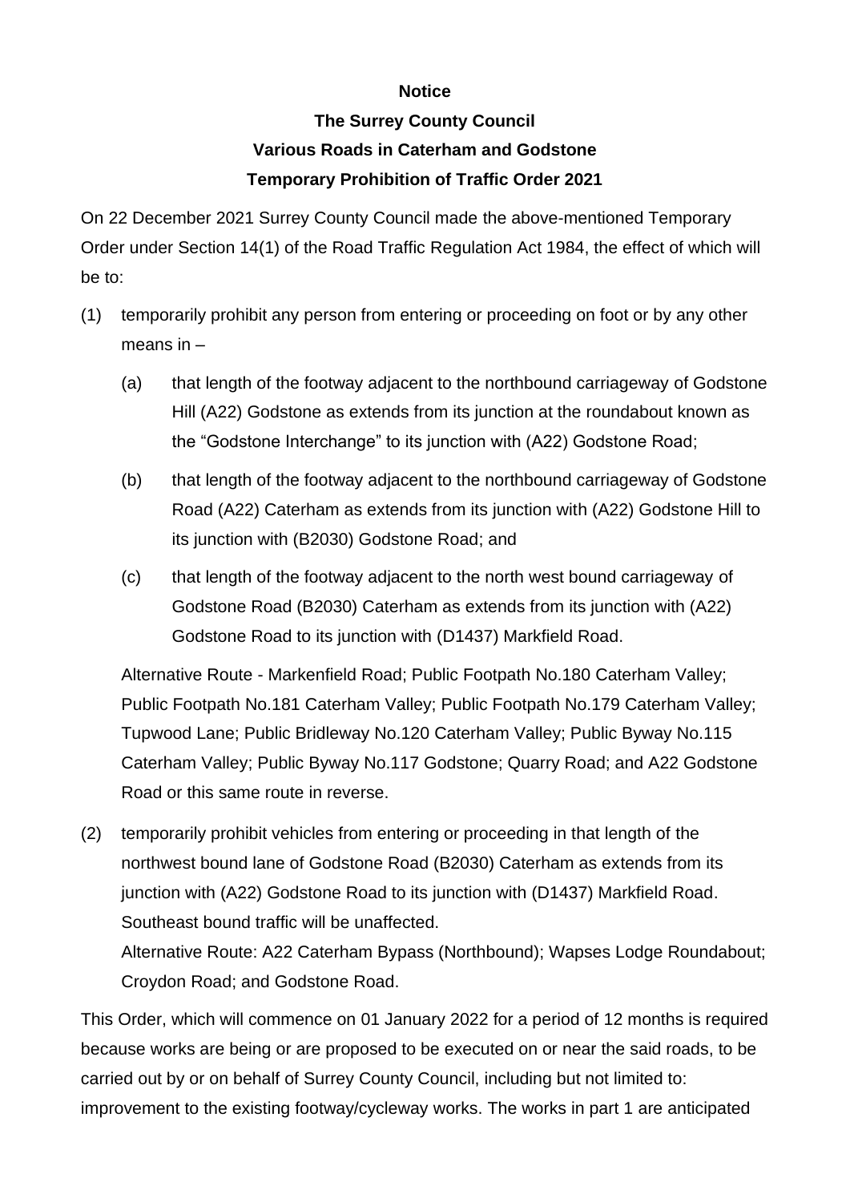**Notice**

**The Surrey County Council**

**Various Roads in Caterham and Godstone**

**Temporary Prohibition of Traffic Order 2021**

On 22 December 2021 Surrey County Council made the above-mentioned Temporary Order under Section 14(1) of the Road Traffic Regulation Act 1984, the effect of which will be to:

(1) temporarily prohibit any person from entering or proceeding on foot or by any other means in –

(a) that length of the footway adjacent to the northbound carriageway of Godstone Hill (A22) Godstone as extends from its junction at the roundabout known as the "Godstone Interchange" to its junction with (A22) Godstone Road;

(b) that length of the footway adjacent to the northbound carriageway of Godstone Road (A22) Caterham as extends from its junction with (A22) Godstone Hill to its junction with (B2030) Godstone Road; and

(c) that length of the footway adjacent to the north west bound carriageway of Godstone Road (B2030) Caterham as extends from its junction with (A22) Godstone Road to its junction with (D1437) Markfield Road.

Alternative Route - Markenfield Road; Public Footpath No.180 Caterham Valley; Public Footpath No.181 Caterham Valley; Public Footpath No.179 Caterham Valley; Tupwood Lane; Public Bridleway No.120 Caterham Valley; Public Byway No.115 Caterham Valley; Public Byway No.117 Godstone; Quarry Road; and A22 Godstone Road or this same route in reverse.

(2) temporarily prohibit vehicles from entering or proceeding in that length of the northwest bound lane of Godstone Road (B2030) Caterham as extends from its junction with (A22) Godstone Road to its junction with (D1437) Markfield Road. Southeast bound traffic will be unaffected.

Alternative Route: A22 Caterham Bypass (Northbound); Wapses Lodge Roundabout; Croydon Road; and Godstone Road.

This Order, which will commence on 01 January 2022 for a period of 12 months is required because works are being or are proposed to be executed on or near the said roads, to be carried out by or on behalf of Surrey County Council, including but not limited to: improvement to the existing footway/cycleway works. The works in part 1 are anticipated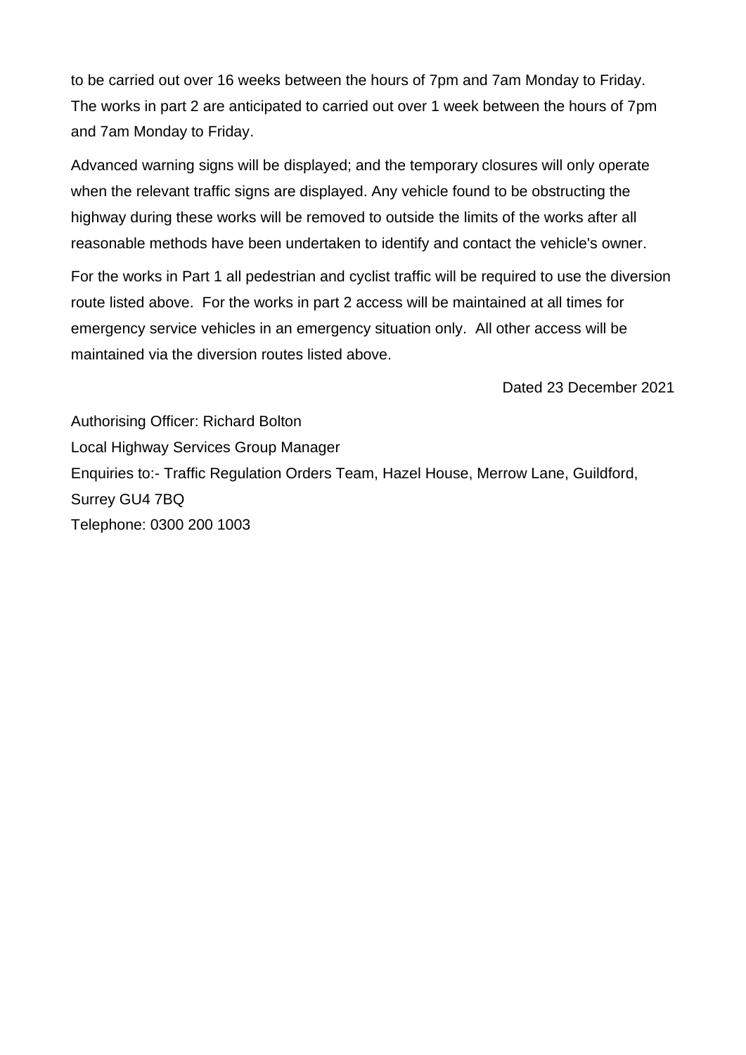to be carried out over 16 weeks between the hours of 7pm and 7am Monday to Friday. The works in part 2 are anticipated to carried out over 1 week between the hours of 7pm and 7am Monday to Friday.

Advanced warning signs will be displayed; and the temporary closures will only operate when the relevant traffic signs are displayed. Any vehicle found to be obstructing the highway during these works will be removed to outside the limits of the works after all reasonable methods have been undertaken to identify and contact the vehicle's owner.

For the works in Part 1 all pedestrian and cyclist traffic will be required to use the diversion route listed above. For the works in part 2 access will be maintained at all times for emergency service vehicles in an emergency situation only. All other access will be maintained via the diversion routes listed above.

Dated 23 December 2021

Authorising Officer: Richard Bolton
Local Highway Services Group Manager
Enquiries to:- Traffic Regulation Orders Team, Hazel House, Merrow Lane, Guildford, Surrey GU4 7BQ
Telephone: 0300 200 1003